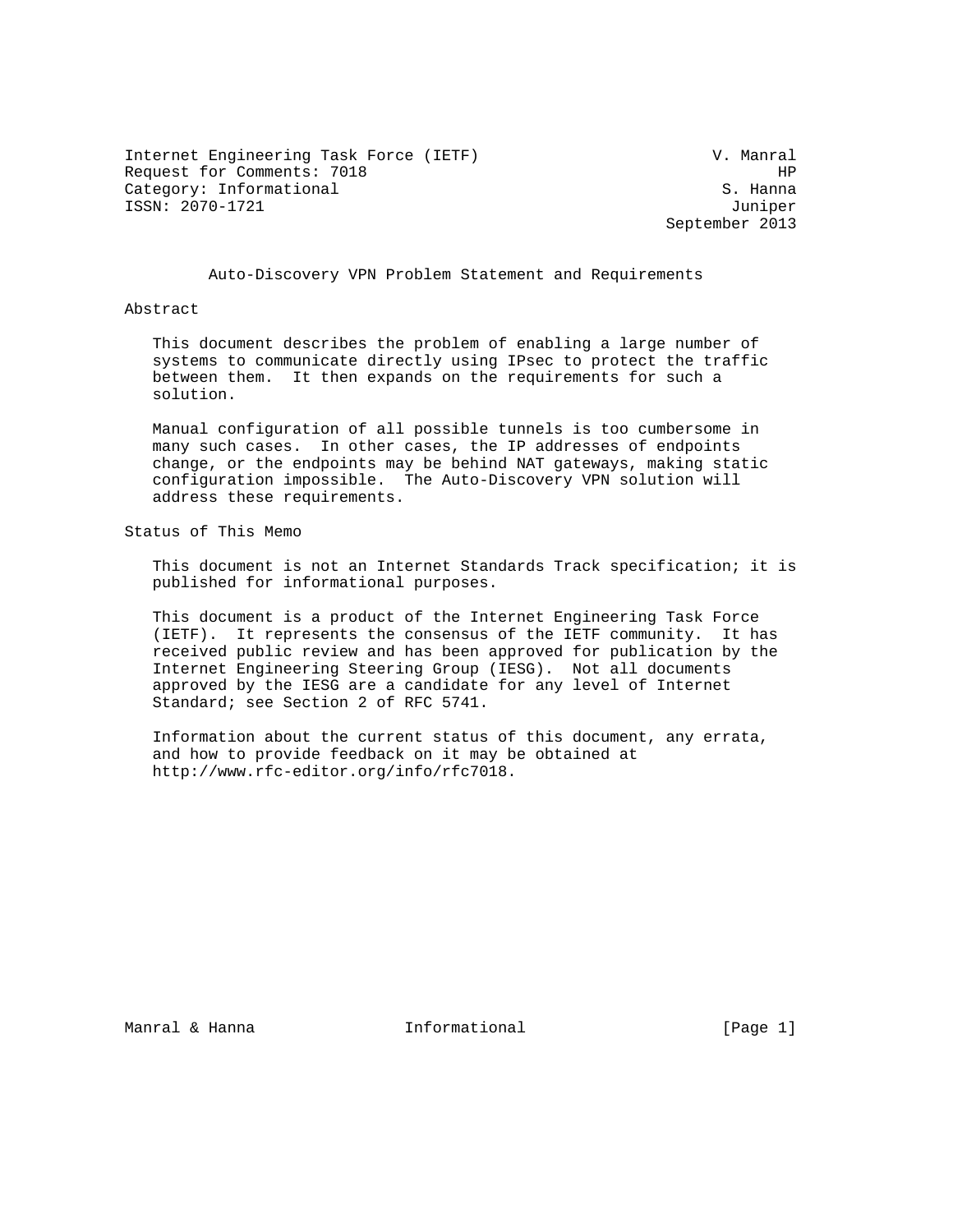Internet Engineering Task Force (IETF)  V. Manral
Request for Comments: 7018  HP
Category: Informational  S. Hanna
ISSN: 2070-1721  Juniper
September 2013

# Auto-Discovery VPN Problem Statement and Requirements

## Abstract

This document describes the problem of enabling a large number of systems to communicate directly using IPsec to protect the traffic between them. It then expands on the requirements for such a solution.

Manual configuration of all possible tunnels is too cumbersome in many such cases. In other cases, the IP addresses of endpoints change, or the endpoints may be behind NAT gateways, making static configuration impossible. The Auto-Discovery VPN solution will address these requirements.

## Status of This Memo

This document is not an Internet Standards Track specification; it is published for informational purposes.

This document is a product of the Internet Engineering Task Force (IETF). It represents the consensus of the IETF community. It has received public review and has been approved for publication by the Internet Engineering Steering Group (IESG). Not all documents approved by the IESG are a candidate for any level of Internet Standard; see Section 2 of RFC 5741.

Information about the current status of this document, any errata, and how to provide feedback on it may be obtained at http://www.rfc-editor.org/info/rfc7018.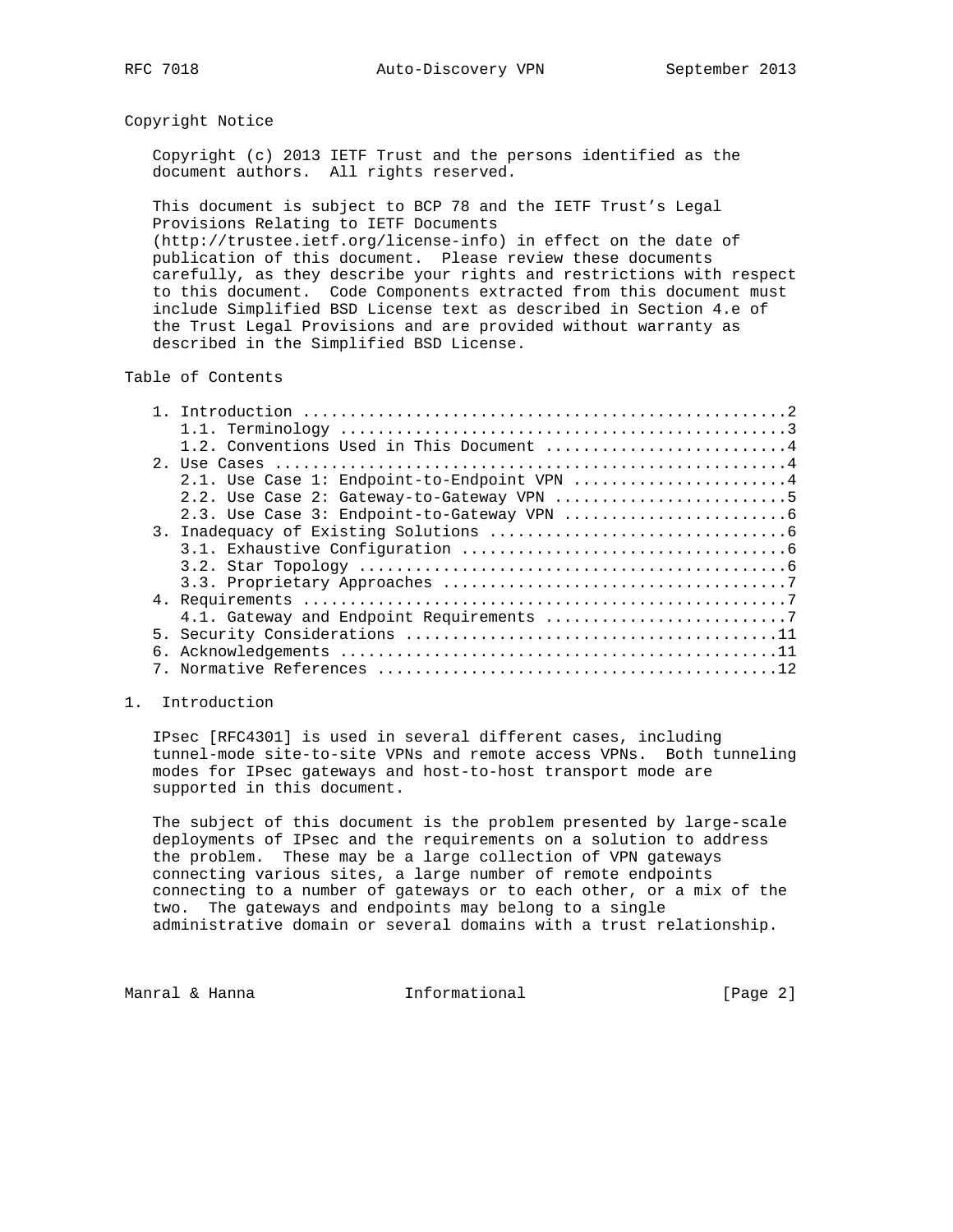## Copyright Notice

Copyright (c) 2013 IETF Trust and the persons identified as the document authors. All rights reserved.

This document is subject to BCP 78 and the IETF Trust's Legal Provisions Relating to IETF Documents (http://trustee.ietf.org/license-info) in effect on the date of publication of this document. Please review these documents carefully, as they describe your rights and restrictions with respect to this document. Code Components extracted from this document must include Simplified BSD License text as described in Section 4.e of the Trust Legal Provisions and are provided without warranty as described in the Simplified BSD License.

## Table of Contents

```
   1. Introduction ....................................................2
      1.1. Terminology ................................................3
      1.2. Conventions Used in This Document ..........................4
   2. Use Cases .......................................................4
      2.1. Use Case 1: Endpoint-to-Endpoint VPN .......................4
      2.2. Use Case 2: Gateway-to-Gateway VPN .........................5
      2.3. Use Case 3: Endpoint-to-Gateway VPN ........................6
   3. Inadequacy of Existing Solutions ................................6
      3.1. Exhaustive Configuration ...................................6
      3.2. Star Topology ..............................................6
      3.3. Proprietary Approaches .....................................7
   4. Requirements ....................................................7
      4.1. Gateway and Endpoint Requirements ..........................7
   5. Security Considerations ........................................11
   6. Acknowledgements ...............................................11
   7. Normative References ...........................................12
```

## 1. Introduction

IPsec [RFC4301] is used in several different cases, including tunnel-mode site-to-site VPNs and remote access VPNs. Both tunneling modes for IPsec gateways and host-to-host transport mode are supported in this document.

The subject of this document is the problem presented by large-scale deployments of IPsec and the requirements on a solution to address the problem. These may be a large collection of VPN gateways connecting various sites, a large number of remote endpoints connecting to a number of gateways or to each other, or a mix of the two. The gateways and endpoints may belong to a single administrative domain or several domains with a trust relationship.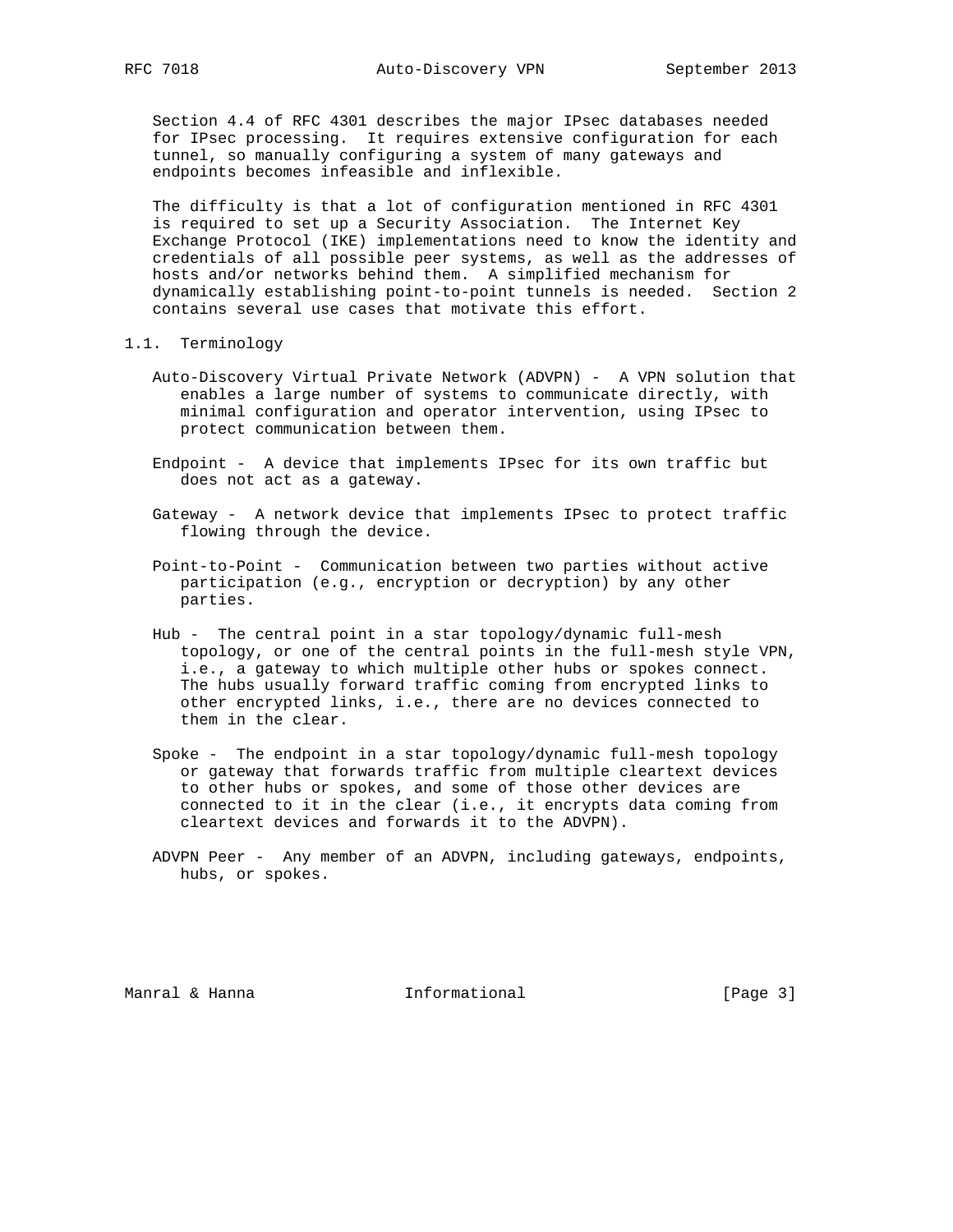Section 4.4 of RFC 4301 describes the major IPsec databases needed for IPsec processing. It requires extensive configuration for each tunnel, so manually configuring a system of many gateways and endpoints becomes infeasible and inflexible.

The difficulty is that a lot of configuration mentioned in RFC 4301 is required to set up a Security Association. The Internet Key Exchange Protocol (IKE) implementations need to know the identity and credentials of all possible peer systems, as well as the addresses of hosts and/or networks behind them. A simplified mechanism for dynamically establishing point-to-point tunnels is needed. Section 2 contains several use cases that motivate this effort.

## 1.1. Terminology

Auto-Discovery Virtual Private Network (ADVPN) - A VPN solution that enables a large number of systems to communicate directly, with minimal configuration and operator intervention, using IPsec to protect communication between them.

Endpoint - A device that implements IPsec for its own traffic but does not act as a gateway.

Gateway - A network device that implements IPsec to protect traffic flowing through the device.

Point-to-Point - Communication between two parties without active participation (e.g., encryption or decryption) by any other parties.

Hub - The central point in a star topology/dynamic full-mesh topology, or one of the central points in the full-mesh style VPN, i.e., a gateway to which multiple other hubs or spokes connect. The hubs usually forward traffic coming from encrypted links to other encrypted links, i.e., there are no devices connected to them in the clear.

Spoke - The endpoint in a star topology/dynamic full-mesh topology or gateway that forwards traffic from multiple cleartext devices to other hubs or spokes, and some of those other devices are connected to it in the clear (i.e., it encrypts data coming from cleartext devices and forwards it to the ADVPN).

ADVPN Peer - Any member of an ADVPN, including gateways, endpoints, hubs, or spokes.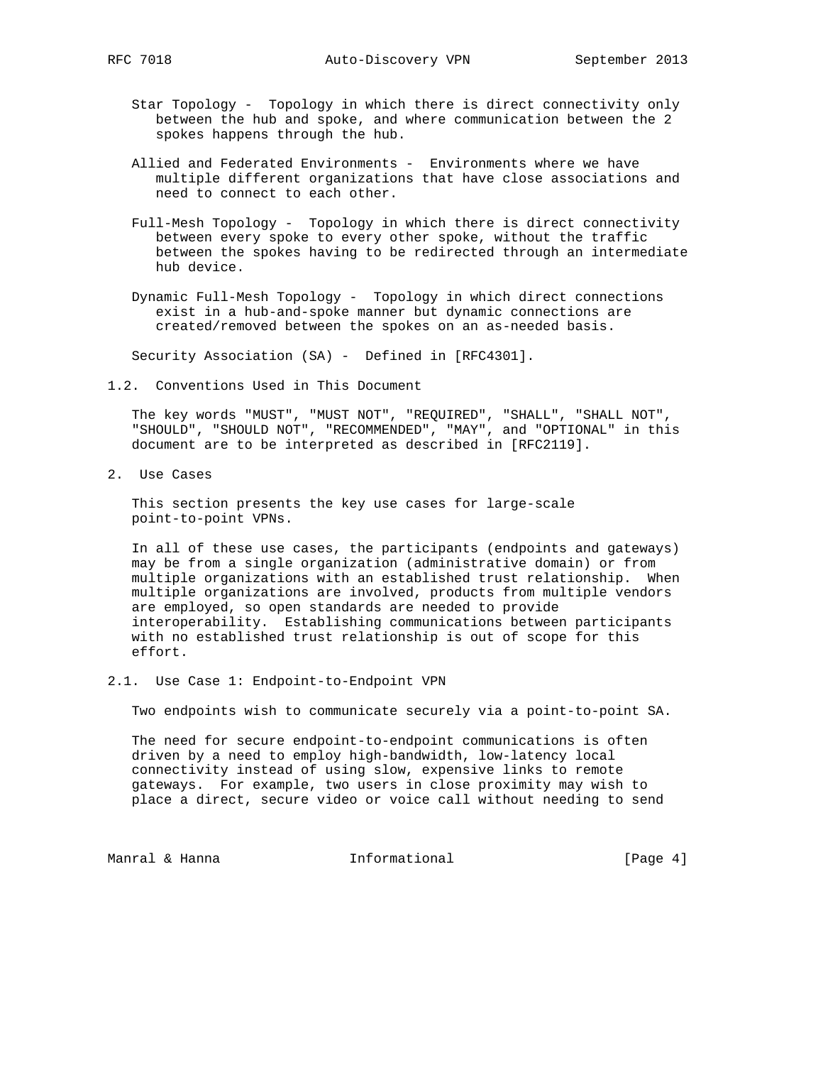Star Topology - Topology in which there is direct connectivity only between the hub and spoke, and where communication between the 2 spokes happens through the hub.

Allied and Federated Environments - Environments where we have multiple different organizations that have close associations and need to connect to each other.

Full-Mesh Topology - Topology in which there is direct connectivity between every spoke to every other spoke, without the traffic between the spokes having to be redirected through an intermediate hub device.

Dynamic Full-Mesh Topology - Topology in which direct connections exist in a hub-and-spoke manner but dynamic connections are created/removed between the spokes on an as-needed basis.

Security Association (SA) - Defined in [RFC4301].

### 1.2. Conventions Used in This Document

The key words "MUST", "MUST NOT", "REQUIRED", "SHALL", "SHALL NOT", "SHOULD", "SHOULD NOT", "RECOMMENDED", "MAY", and "OPTIONAL" in this document are to be interpreted as described in [RFC2119].

## 2. Use Cases

This section presents the key use cases for large-scale point-to-point VPNs.

In all of these use cases, the participants (endpoints and gateways) may be from a single organization (administrative domain) or from multiple organizations with an established trust relationship. When multiple organizations are involved, products from multiple vendors are employed, so open standards are needed to provide interoperability. Establishing communications between participants with no established trust relationship is out of scope for this effort.

### 2.1. Use Case 1: Endpoint-to-Endpoint VPN

Two endpoints wish to communicate securely via a point-to-point SA.

The need for secure endpoint-to-endpoint communications is often driven by a need to employ high-bandwidth, low-latency local connectivity instead of using slow, expensive links to remote gateways. For example, two users in close proximity may wish to place a direct, secure video or voice call without needing to send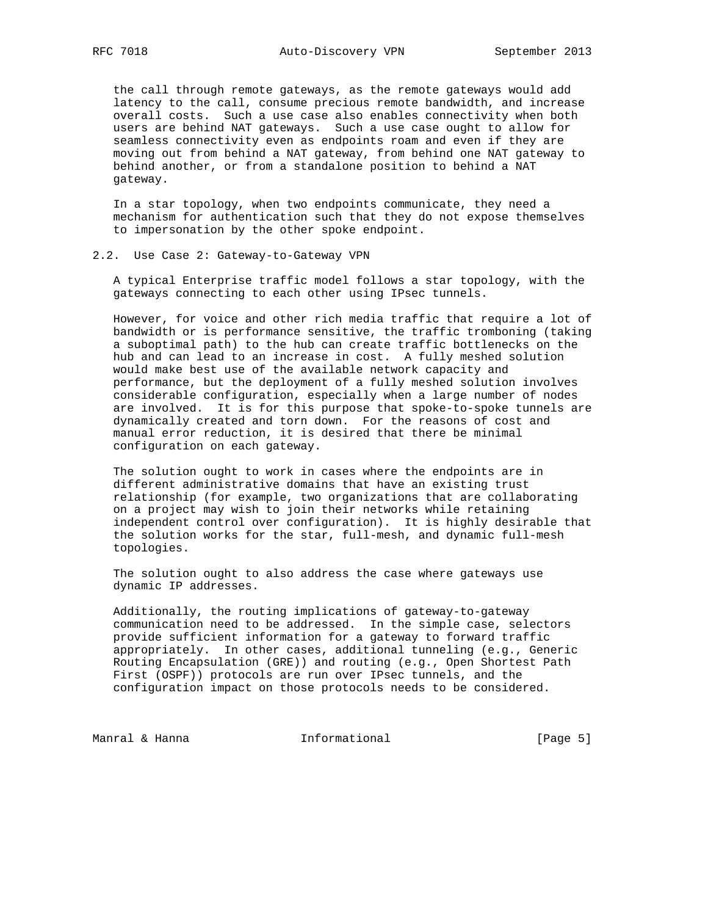the call through remote gateways, as the remote gateways would add latency to the call, consume precious remote bandwidth, and increase overall costs. Such a use case also enables connectivity when both users are behind NAT gateways. Such a use case ought to allow for seamless connectivity even as endpoints roam and even if they are moving out from behind a NAT gateway, from behind one NAT gateway to behind another, or from a standalone position to behind a NAT gateway.

In a star topology, when two endpoints communicate, they need a mechanism for authentication such that they do not expose themselves to impersonation by the other spoke endpoint.

### 2.2. Use Case 2: Gateway-to-Gateway VPN

A typical Enterprise traffic model follows a star topology, with the gateways connecting to each other using IPsec tunnels.

However, for voice and other rich media traffic that require a lot of bandwidth or is performance sensitive, the traffic tromboning (taking a suboptimal path) to the hub can create traffic bottlenecks on the hub and can lead to an increase in cost. A fully meshed solution would make best use of the available network capacity and performance, but the deployment of a fully meshed solution involves considerable configuration, especially when a large number of nodes are involved. It is for this purpose that spoke-to-spoke tunnels are dynamically created and torn down. For the reasons of cost and manual error reduction, it is desired that there be minimal configuration on each gateway.

The solution ought to work in cases where the endpoints are in different administrative domains that have an existing trust relationship (for example, two organizations that are collaborating on a project may wish to join their networks while retaining independent control over configuration). It is highly desirable that the solution works for the star, full-mesh, and dynamic full-mesh topologies.

The solution ought to also address the case where gateways use dynamic IP addresses.

Additionally, the routing implications of gateway-to-gateway communication need to be addressed. In the simple case, selectors provide sufficient information for a gateway to forward traffic appropriately. In other cases, additional tunneling (e.g., Generic Routing Encapsulation (GRE)) and routing (e.g., Open Shortest Path First (OSPF)) protocols are run over IPsec tunnels, and the configuration impact on those protocols needs to be considered.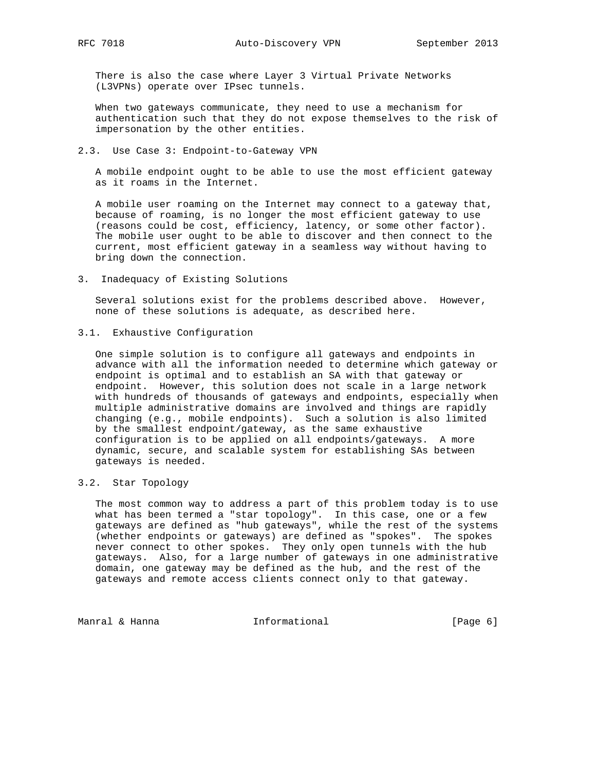There is also the case where Layer 3 Virtual Private Networks (L3VPNs) operate over IPsec tunnels.

When two gateways communicate, they need to use a mechanism for authentication such that they do not expose themselves to the risk of impersonation by the other entities.

### 2.3. Use Case 3: Endpoint-to-Gateway VPN

A mobile endpoint ought to be able to use the most efficient gateway as it roams in the Internet.

A mobile user roaming on the Internet may connect to a gateway that, because of roaming, is no longer the most efficient gateway to use (reasons could be cost, efficiency, latency, or some other factor). The mobile user ought to be able to discover and then connect to the current, most efficient gateway in a seamless way without having to bring down the connection.

## 3. Inadequacy of Existing Solutions

Several solutions exist for the problems described above. However, none of these solutions is adequate, as described here.

### 3.1. Exhaustive Configuration

One simple solution is to configure all gateways and endpoints in advance with all the information needed to determine which gateway or endpoint is optimal and to establish an SA with that gateway or endpoint. However, this solution does not scale in a large network with hundreds of thousands of gateways and endpoints, especially when multiple administrative domains are involved and things are rapidly changing (e.g., mobile endpoints). Such a solution is also limited by the smallest endpoint/gateway, as the same exhaustive configuration is to be applied on all endpoints/gateways. A more dynamic, secure, and scalable system for establishing SAs between gateways is needed.

### 3.2. Star Topology

The most common way to address a part of this problem today is to use what has been termed a "star topology". In this case, one or a few gateways are defined as "hub gateways", while the rest of the systems (whether endpoints or gateways) are defined as "spokes". The spokes never connect to other spokes. They only open tunnels with the hub gateways. Also, for a large number of gateways in one administrative domain, one gateway may be defined as the hub, and the rest of the gateways and remote access clients connect only to that gateway.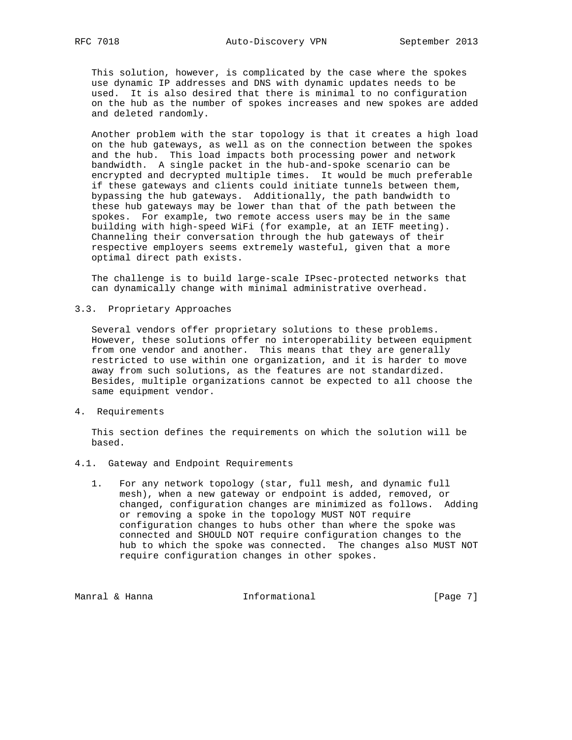This solution, however, is complicated by the case where the spokes use dynamic IP addresses and DNS with dynamic updates needs to be used. It is also desired that there is minimal to no configuration on the hub as the number of spokes increases and new spokes are added and deleted randomly.

Another problem with the star topology is that it creates a high load on the hub gateways, as well as on the connection between the spokes and the hub. This load impacts both processing power and network bandwidth. A single packet in the hub-and-spoke scenario can be encrypted and decrypted multiple times. It would be much preferable if these gateways and clients could initiate tunnels between them, bypassing the hub gateways. Additionally, the path bandwidth to these hub gateways may be lower than that of the path between the spokes. For example, two remote access users may be in the same building with high-speed WiFi (for example, at an IETF meeting). Channeling their conversation through the hub gateways of their respective employers seems extremely wasteful, given that a more optimal direct path exists.

The challenge is to build large-scale IPsec-protected networks that can dynamically change with minimal administrative overhead.

### 3.3. Proprietary Approaches

Several vendors offer proprietary solutions to these problems. However, these solutions offer no interoperability between equipment from one vendor and another. This means that they are generally restricted to use within one organization, and it is harder to move away from such solutions, as the features are not standardized. Besides, multiple organizations cannot be expected to all choose the same equipment vendor.

## 4. Requirements

This section defines the requirements on which the solution will be based.

### 4.1. Gateway and Endpoint Requirements

1. For any network topology (star, full mesh, and dynamic full mesh), when a new gateway or endpoint is added, removed, or changed, configuration changes are minimized as follows. Adding or removing a spoke in the topology MUST NOT require configuration changes to hubs other than where the spoke was connected and SHOULD NOT require configuration changes to the hub to which the spoke was connected. The changes also MUST NOT require configuration changes in other spokes.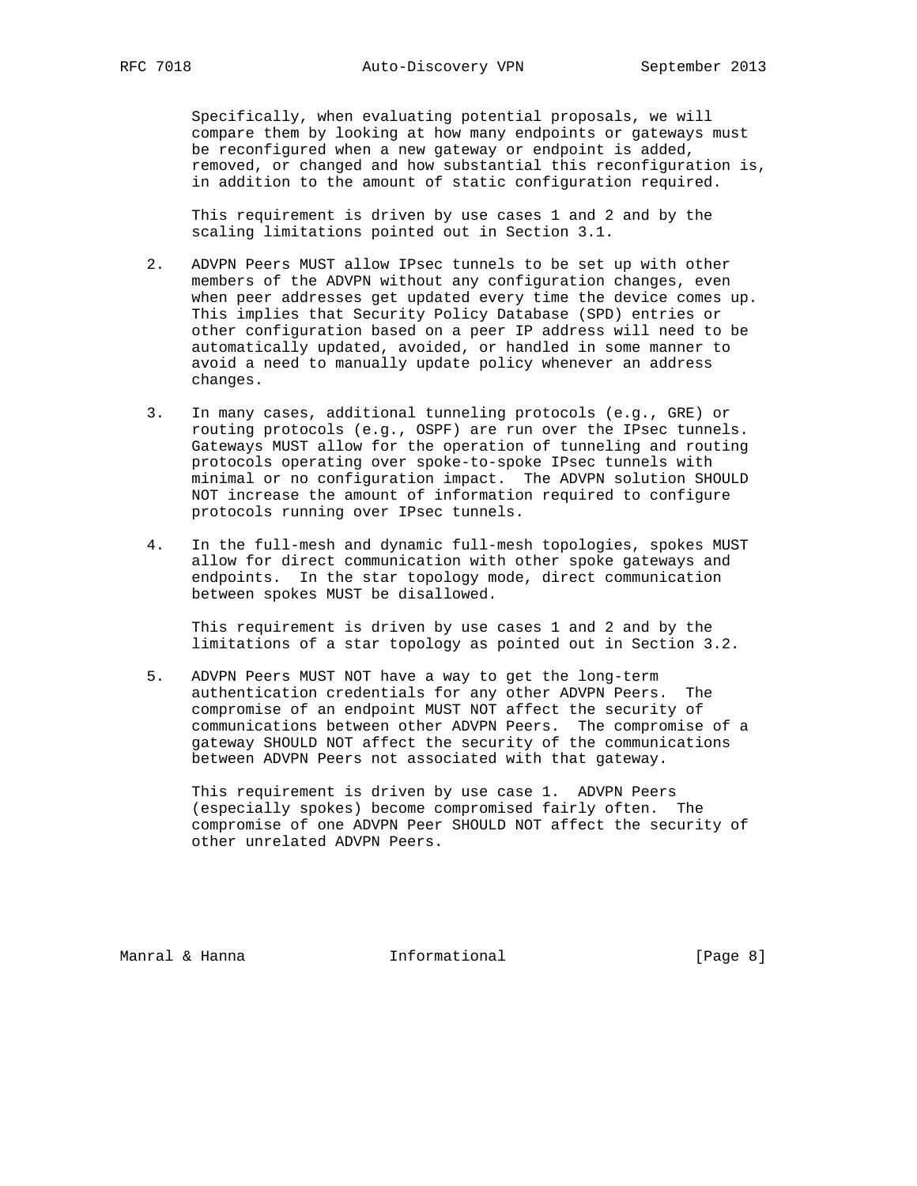Specifically, when evaluating potential proposals, we will compare them by looking at how many endpoints or gateways must be reconfigured when a new gateway or endpoint is added, removed, or changed and how substantial this reconfiguration is, in addition to the amount of static configuration required.

This requirement is driven by use cases 1 and 2 and by the scaling limitations pointed out in Section 3.1.

2. ADVPN Peers MUST allow IPsec tunnels to be set up with other members of the ADVPN without any configuration changes, even when peer addresses get updated every time the device comes up. This implies that Security Policy Database (SPD) entries or other configuration based on a peer IP address will need to be automatically updated, avoided, or handled in some manner to avoid a need to manually update policy whenever an address changes.

3. In many cases, additional tunneling protocols (e.g., GRE) or routing protocols (e.g., OSPF) are run over the IPsec tunnels. Gateways MUST allow for the operation of tunneling and routing protocols operating over spoke-to-spoke IPsec tunnels with minimal or no configuration impact. The ADVPN solution SHOULD NOT increase the amount of information required to configure protocols running over IPsec tunnels.

4. In the full-mesh and dynamic full-mesh topologies, spokes MUST allow for direct communication with other spoke gateways and endpoints. In the star topology mode, direct communication between spokes MUST be disallowed.

   This requirement is driven by use cases 1 and 2 and by the limitations of a star topology as pointed out in Section 3.2.

5. ADVPN Peers MUST NOT have a way to get the long-term authentication credentials for any other ADVPN Peers. The compromise of an endpoint MUST NOT affect the security of communications between other ADVPN Peers. The compromise of a gateway SHOULD NOT affect the security of the communications between ADVPN Peers not associated with that gateway.

   This requirement is driven by use case 1. ADVPN Peers (especially spokes) become compromised fairly often. The compromise of one ADVPN Peer SHOULD NOT affect the security of other unrelated ADVPN Peers.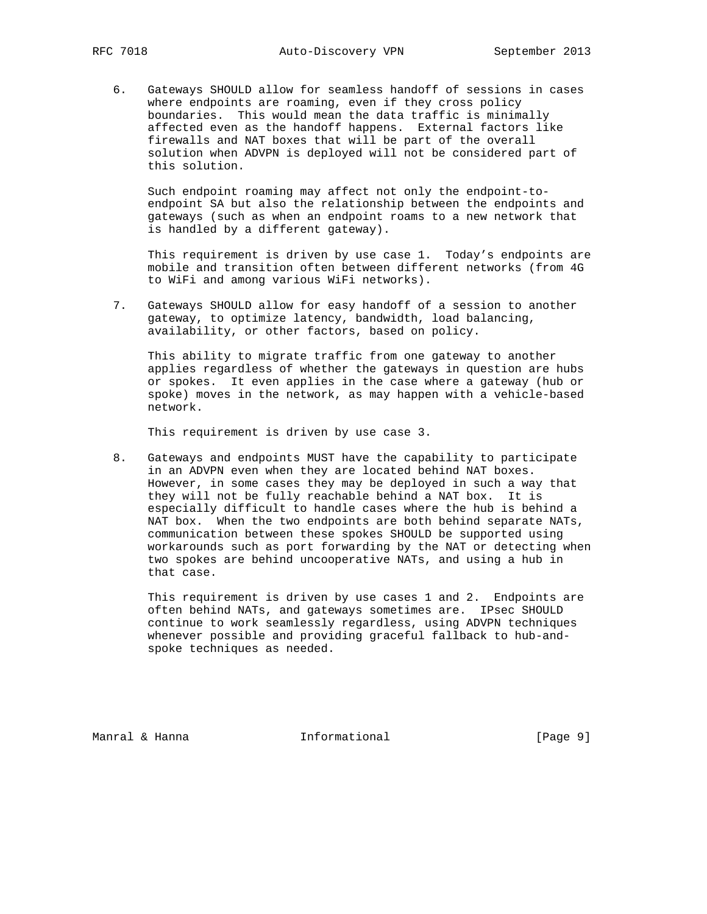6. Gateways SHOULD allow for seamless handoff of sessions in cases where endpoints are roaming, even if they cross policy boundaries. This would mean the data traffic is minimally affected even as the handoff happens. External factors like firewalls and NAT boxes that will be part of the overall solution when ADVPN is deployed will not be considered part of this solution.

   Such endpoint roaming may affect not only the endpoint-to-endpoint SA but also the relationship between the endpoints and gateways (such as when an endpoint roams to a new network that is handled by a different gateway).

   This requirement is driven by use case 1. Today's endpoints are mobile and transition often between different networks (from 4G to WiFi and among various WiFi networks).

7. Gateways SHOULD allow for easy handoff of a session to another gateway, to optimize latency, bandwidth, load balancing, availability, or other factors, based on policy.

   This ability to migrate traffic from one gateway to another applies regardless of whether the gateways in question are hubs or spokes. It even applies in the case where a gateway (hub or spoke) moves in the network, as may happen with a vehicle-based network.

   This requirement is driven by use case 3.

8. Gateways and endpoints MUST have the capability to participate in an ADVPN even when they are located behind NAT boxes. However, in some cases they may be deployed in such a way that they will not be fully reachable behind a NAT box. It is especially difficult to handle cases where the hub is behind a NAT box. When the two endpoints are both behind separate NATs, communication between these spokes SHOULD be supported using workarounds such as port forwarding by the NAT or detecting when two spokes are behind uncooperative NATs, and using a hub in that case.

   This requirement is driven by use cases 1 and 2. Endpoints are often behind NATs, and gateways sometimes are. IPsec SHOULD continue to work seamlessly regardless, using ADVPN techniques whenever possible and providing graceful fallback to hub-and-spoke techniques as needed.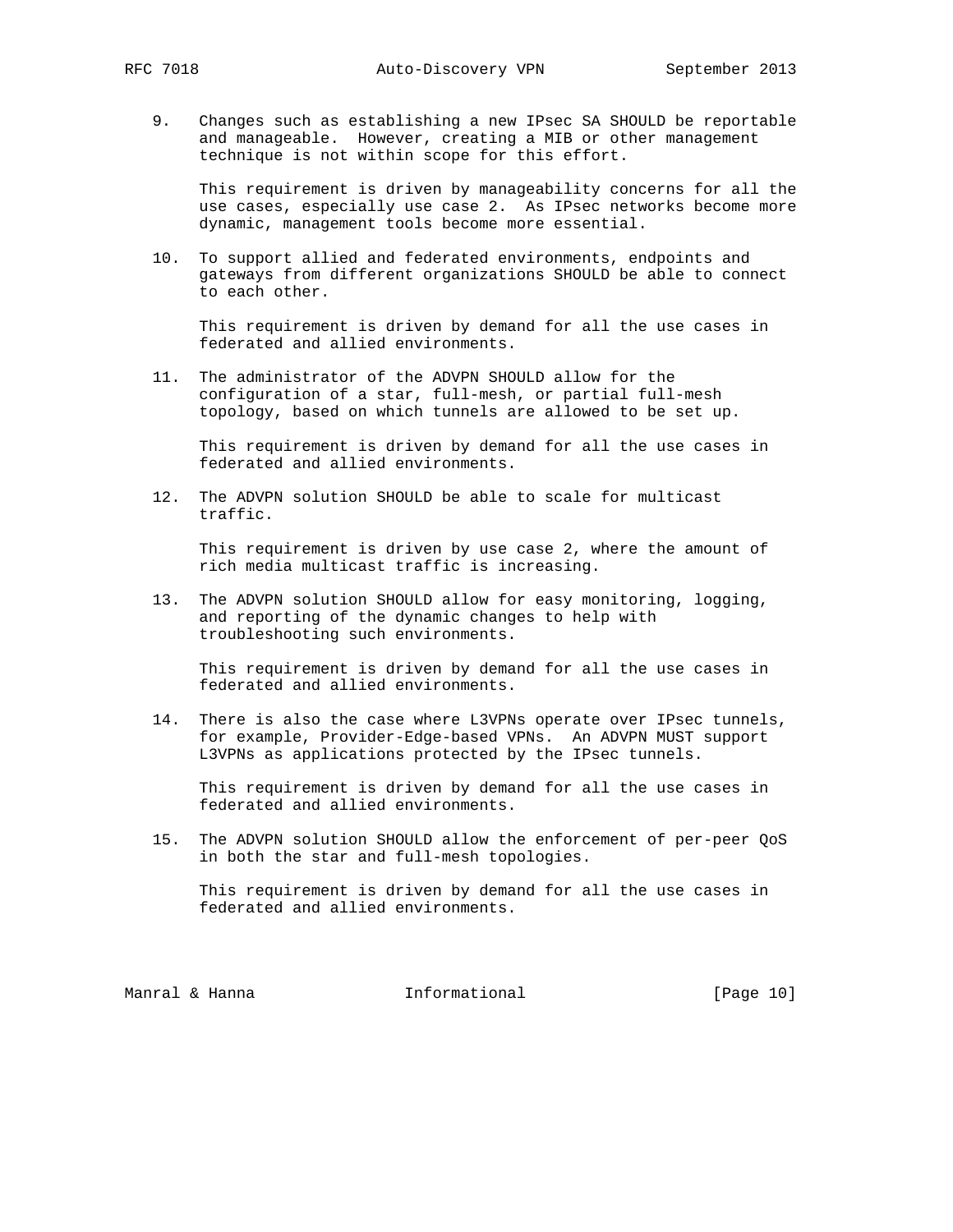9. Changes such as establishing a new IPsec SA SHOULD be reportable and manageable. However, creating a MIB or other management technique is not within scope for this effort.

   This requirement is driven by manageability concerns for all the use cases, especially use case 2. As IPsec networks become more dynamic, management tools become more essential.

10. To support allied and federated environments, endpoints and gateways from different organizations SHOULD be able to connect to each other.

    This requirement is driven by demand for all the use cases in federated and allied environments.

11. The administrator of the ADVPN SHOULD allow for the configuration of a star, full-mesh, or partial full-mesh topology, based on which tunnels are allowed to be set up.

    This requirement is driven by demand for all the use cases in federated and allied environments.

12. The ADVPN solution SHOULD be able to scale for multicast traffic.

    This requirement is driven by use case 2, where the amount of rich media multicast traffic is increasing.

13. The ADVPN solution SHOULD allow for easy monitoring, logging, and reporting of the dynamic changes to help with troubleshooting such environments.

    This requirement is driven by demand for all the use cases in federated and allied environments.

14. There is also the case where L3VPNs operate over IPsec tunnels, for example, Provider-Edge-based VPNs. An ADVPN MUST support L3VPNs as applications protected by the IPsec tunnels.

    This requirement is driven by demand for all the use cases in federated and allied environments.

15. The ADVPN solution SHOULD allow the enforcement of per-peer QoS in both the star and full-mesh topologies.

    This requirement is driven by demand for all the use cases in federated and allied environments.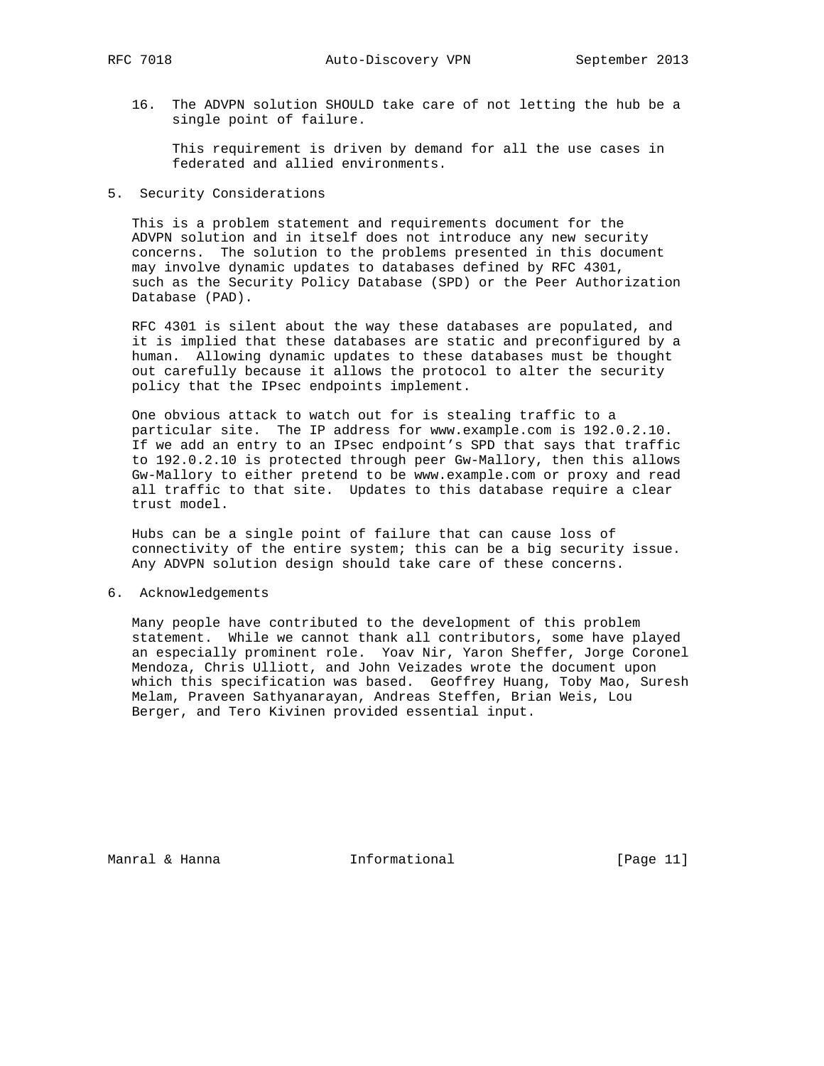16. The ADVPN solution SHOULD take care of not letting the hub be a single point of failure.

    This requirement is driven by demand for all the use cases in federated and allied environments.

## 5. Security Considerations

This is a problem statement and requirements document for the ADVPN solution and in itself does not introduce any new security concerns. The solution to the problems presented in this document may involve dynamic updates to databases defined by RFC 4301, such as the Security Policy Database (SPD) or the Peer Authorization Database (PAD).

RFC 4301 is silent about the way these databases are populated, and it is implied that these databases are static and preconfigured by a human. Allowing dynamic updates to these databases must be thought out carefully because it allows the protocol to alter the security policy that the IPsec endpoints implement.

One obvious attack to watch out for is stealing traffic to a particular site. The IP address for www.example.com is 192.0.2.10. If we add an entry to an IPsec endpoint's SPD that says that traffic to 192.0.2.10 is protected through peer Gw-Mallory, then this allows Gw-Mallory to either pretend to be www.example.com or proxy and read all traffic to that site. Updates to this database require a clear trust model.

Hubs can be a single point of failure that can cause loss of connectivity of the entire system; this can be a big security issue. Any ADVPN solution design should take care of these concerns.

## 6. Acknowledgements

Many people have contributed to the development of this problem statement. While we cannot thank all contributors, some have played an especially prominent role. Yoav Nir, Yaron Sheffer, Jorge Coronel Mendoza, Chris Ulliott, and John Veizades wrote the document upon which this specification was based. Geoffrey Huang, Toby Mao, Suresh Melam, Praveen Sathyanarayan, Andreas Steffen, Brian Weis, Lou Berger, and Tero Kivinen provided essential input.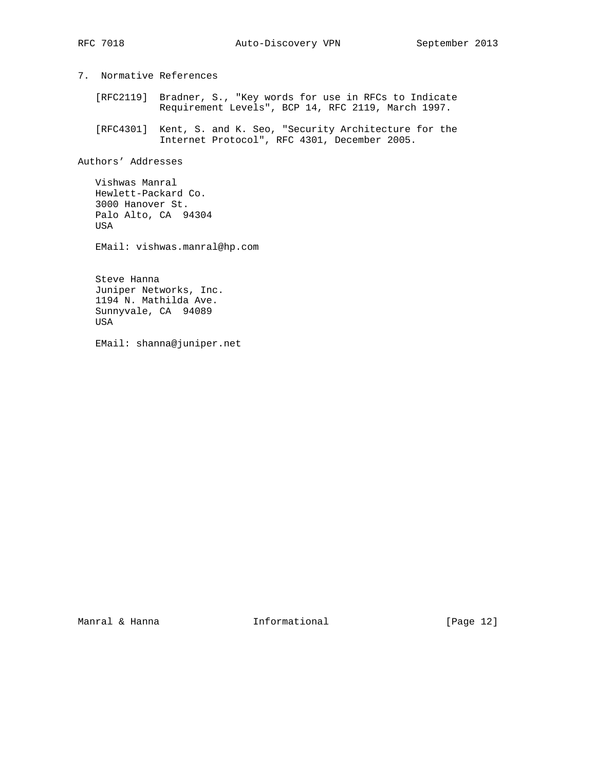## 7. Normative References

[RFC2119] Bradner, S., "Key words for use in RFCs to Indicate Requirement Levels", BCP 14, RFC 2119, March 1997.

[RFC4301] Kent, S. and K. Seo, "Security Architecture for the Internet Protocol", RFC 4301, December 2005.

## Authors' Addresses

Vishwas Manral
Hewlett-Packard Co.
3000 Hanover St.
Palo Alto, CA 94304
USA

EMail: vishwas.manral@hp.com

Steve Hanna
Juniper Networks, Inc.
1194 N. Mathilda Ave.
Sunnyvale, CA 94089
USA

EMail: shanna@juniper.net